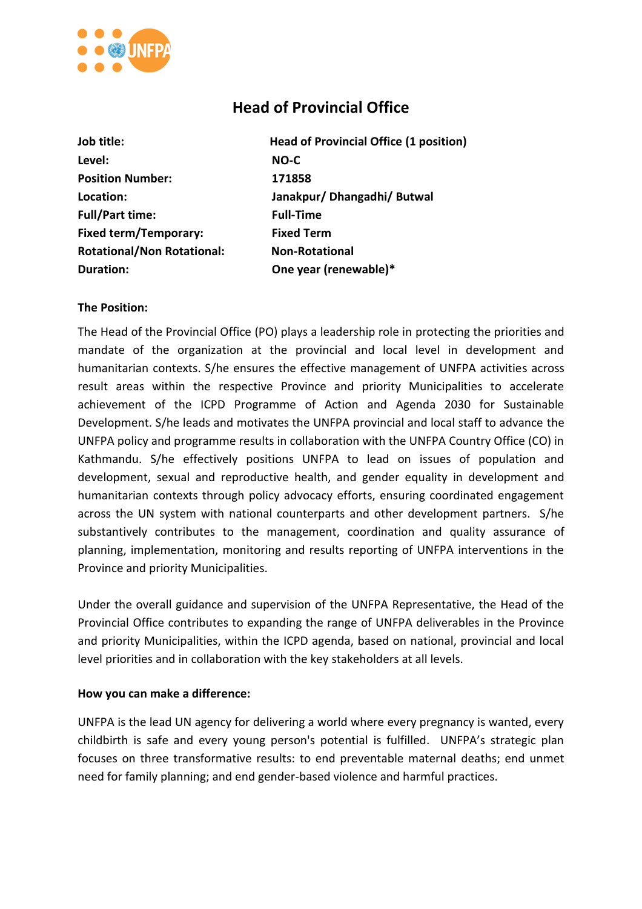# Head of Provincial Office

| | |
|---|---|
| **Job title:** | **Head of Provincial Office (1 position)** |
| **Level:** | **NO-C** |
| **Position Number:** | **171858** |
| **Location:** | **Janakpur/ Dhangadhi/ Butwal** |
| **Full/Part time:** | **Full-Time** |
| **Fixed term/Temporary:** | **Fixed Term** |
| **Rotational/Non Rotational:** | **Non-Rotational** |
| **Duration:** | **One year (renewable)*** |

**The Position:**

The Head of the Provincial Office (PO) plays a leadership role in protecting the priorities and mandate of the organization at the provincial and local level in development and humanitarian contexts. S/he ensures the effective management of UNFPA activities across result areas within the respective Province and priority Municipalities to accelerate achievement of the ICPD Programme of Action and Agenda 2030 for Sustainable Development. S/he leads and motivates the UNFPA provincial and local staff to advance the UNFPA policy and programme results in collaboration with the UNFPA Country Office (CO) in Kathmandu. S/he effectively positions UNFPA to lead on issues of population and development, sexual and reproductive health, and gender equality in development and humanitarian contexts through policy advocacy efforts, ensuring coordinated engagement across the UN system with national counterparts and other development partners. S/he substantively contributes to the management, coordination and quality assurance of planning, implementation, monitoring and results reporting of UNFPA interventions in the Province and priority Municipalities.

Under the overall guidance and supervision of the UNFPA Representative, the Head of the Provincial Office contributes to expanding the range of UNFPA deliverables in the Province and priority Municipalities, within the ICPD agenda, based on national, provincial and local level priorities and in collaboration with the key stakeholders at all levels.

**How you can make a difference:**

UNFPA is the lead UN agency for delivering a world where every pregnancy is wanted, every childbirth is safe and every young person's potential is fulfilled. UNFPA's strategic plan focuses on three transformative results: to end preventable maternal deaths; end unmet need for family planning; and end gender-based violence and harmful practices.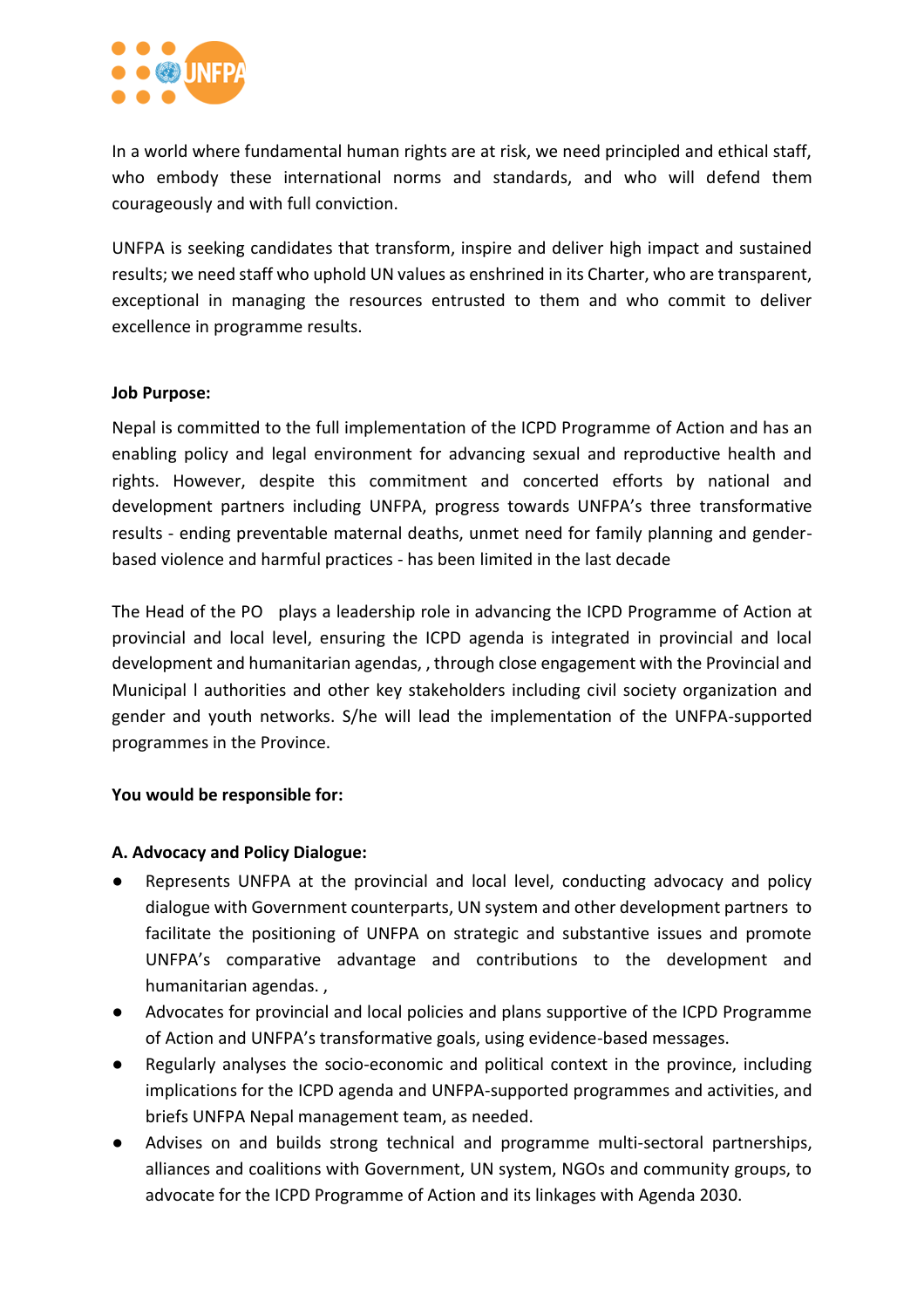In a world where fundamental human rights are at risk, we need principled and ethical staff, who embody these international norms and standards, and who will defend them courageously and with full conviction.

UNFPA is seeking candidates that transform, inspire and deliver high impact and sustained results; we need staff who uphold UN values as enshrined in its Charter, who are transparent, exceptional in managing the resources entrusted to them and who commit to deliver excellence in programme results.

**Job Purpose:**

Nepal is committed to the full implementation of the ICPD Programme of Action and has an enabling policy and legal environment for advancing sexual and reproductive health and rights. However, despite this commitment and concerted efforts by national and development partners including UNFPA, progress towards UNFPA's three transformative results - ending preventable maternal deaths, unmet need for family planning and gender-based violence and harmful practices - has been limited in the last decade

The Head of the PO plays a leadership role in advancing the ICPD Programme of Action at provincial and local level, ensuring the ICPD agenda is integrated in provincial and local development and humanitarian agendas, , through close engagement with the Provincial and Municipal l authorities and other key stakeholders including civil society organization and gender and youth networks. S/he will lead the implementation of the UNFPA-supported programmes in the Province.

**You would be responsible for:**

**A. Advocacy and Policy Dialogue:**

- Represents UNFPA at the provincial and local level, conducting advocacy and policy dialogue with Government counterparts, UN system and other development partners to facilitate the positioning of UNFPA on strategic and substantive issues and promote UNFPA's comparative advantage and contributions to the development and humanitarian agendas. ,
- Advocates for provincial and local policies and plans supportive of the ICPD Programme of Action and UNFPA's transformative goals, using evidence-based messages.
- Regularly analyses the socio-economic and political context in the province, including implications for the ICPD agenda and UNFPA-supported programmes and activities, and briefs UNFPA Nepal management team, as needed.
- Advises on and builds strong technical and programme multi-sectoral partnerships, alliances and coalitions with Government, UN system, NGOs and community groups, to advocate for the ICPD Programme of Action and its linkages with Agenda 2030.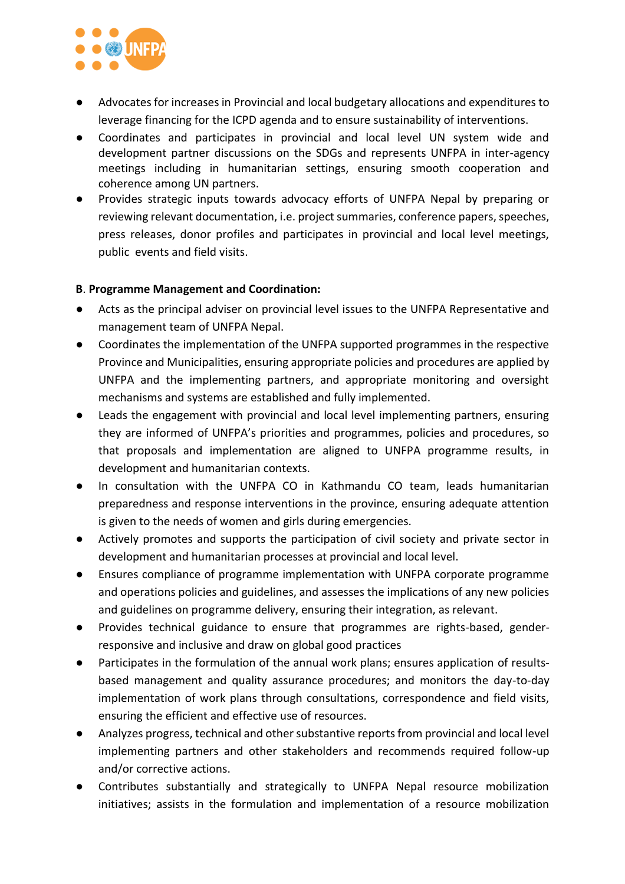- Advocates for increases in Provincial and local budgetary allocations and expenditures to leverage financing for the ICPD agenda and to ensure sustainability of interventions.
- Coordinates and participates in provincial and local level UN system wide and development partner discussions on the SDGs and represents UNFPA in inter-agency meetings including in humanitarian settings, ensuring smooth cooperation and coherence among UN partners.
- Provides strategic inputs towards advocacy efforts of UNFPA Nepal by preparing or reviewing relevant documentation, i.e. project summaries, conference papers, speeches, press releases, donor profiles and participates in provincial and local level meetings, public events and field visits.

**B. Programme Management and Coordination:**

- Acts as the principal adviser on provincial level issues to the UNFPA Representative and management team of UNFPA Nepal.
- Coordinates the implementation of the UNFPA supported programmes in the respective Province and Municipalities, ensuring appropriate policies and procedures are applied by UNFPA and the implementing partners, and appropriate monitoring and oversight mechanisms and systems are established and fully implemented.
- Leads the engagement with provincial and local level implementing partners, ensuring they are informed of UNFPA's priorities and programmes, policies and procedures, so that proposals and implementation are aligned to UNFPA programme results, in development and humanitarian contexts.
- In consultation with the UNFPA CO in Kathmandu CO team, leads humanitarian preparedness and response interventions in the province, ensuring adequate attention is given to the needs of women and girls during emergencies.
- Actively promotes and supports the participation of civil society and private sector in development and humanitarian processes at provincial and local level.
- Ensures compliance of programme implementation with UNFPA corporate programme and operations policies and guidelines, and assesses the implications of any new policies and guidelines on programme delivery, ensuring their integration, as relevant.
- Provides technical guidance to ensure that programmes are rights-based, gender-responsive and inclusive and draw on global good practices
- Participates in the formulation of the annual work plans; ensures application of results-based management and quality assurance procedures; and monitors the day-to-day implementation of work plans through consultations, correspondence and field visits, ensuring the efficient and effective use of resources.
- Analyzes progress, technical and other substantive reports from provincial and local level implementing partners and other stakeholders and recommends required follow-up and/or corrective actions.
- Contributes substantially and strategically to UNFPA Nepal resource mobilization initiatives; assists in the formulation and implementation of a resource mobilization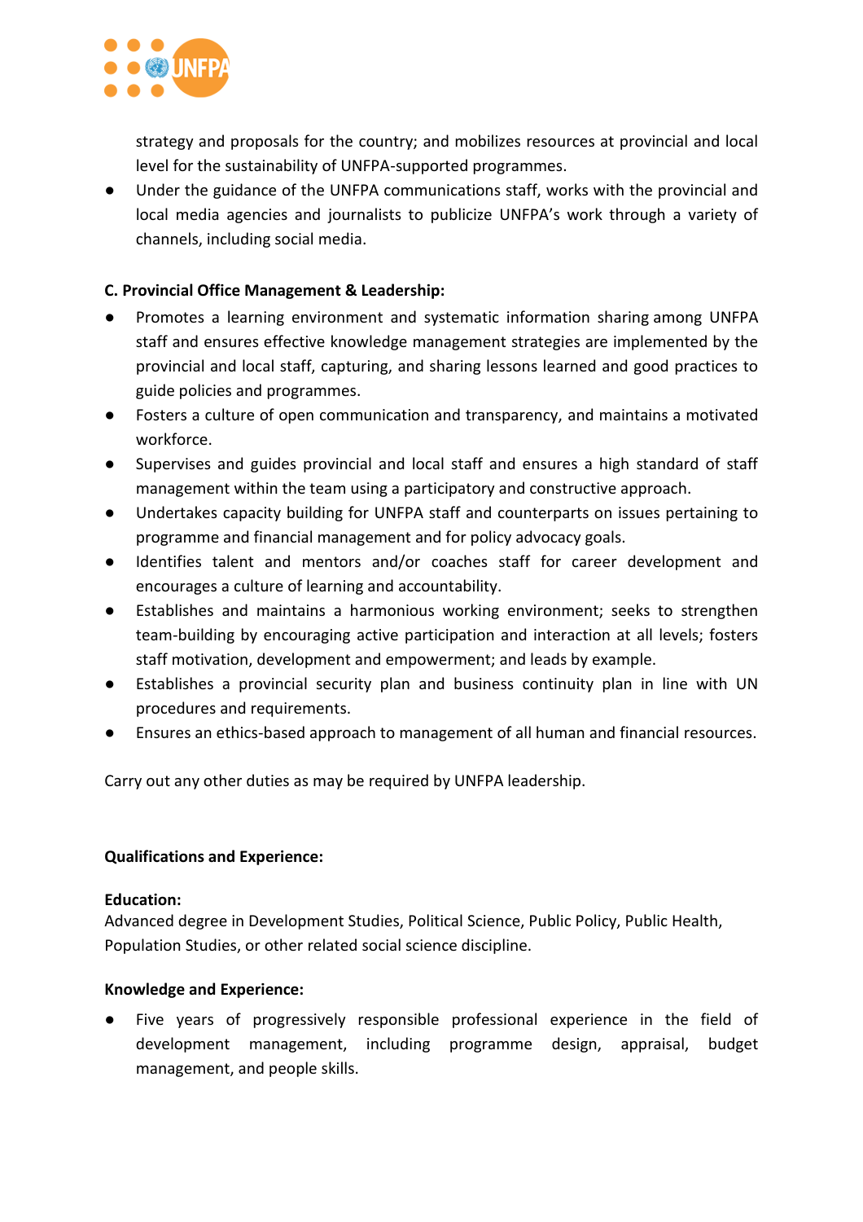strategy and proposals for the country; and mobilizes resources at provincial and local level for the sustainability of UNFPA-supported programmes.

- Under the guidance of the UNFPA communications staff, works with the provincial and local media agencies and journalists to publicize UNFPA's work through a variety of channels, including social media.

**C. Provincial Office Management & Leadership:**

- Promotes a learning environment and systematic information sharing among UNFPA staff and ensures effective knowledge management strategies are implemented by the provincial and local staff, capturing, and sharing lessons learned and good practices to guide policies and programmes.
- Fosters a culture of open communication and transparency, and maintains a motivated workforce.
- Supervises and guides provincial and local staff and ensures a high standard of staff management within the team using a participatory and constructive approach.
- Undertakes capacity building for UNFPA staff and counterparts on issues pertaining to programme and financial management and for policy advocacy goals.
- Identifies talent and mentors and/or coaches staff for career development and encourages a culture of learning and accountability.
- Establishes and maintains a harmonious working environment; seeks to strengthen team-building by encouraging active participation and interaction at all levels; fosters staff motivation, development and empowerment; and leads by example.
- Establishes a provincial security plan and business continuity plan in line with UN procedures and requirements.
- Ensures an ethics-based approach to management of all human and financial resources.

Carry out any other duties as may be required by UNFPA leadership.

**Qualifications and Experience:**

**Education:**

Advanced degree in Development Studies, Political Science, Public Policy, Public Health, Population Studies, or other related social science discipline.

**Knowledge and Experience:**

- Five years of progressively responsible professional experience in the field of development management, including programme design, appraisal, budget management, and people skills.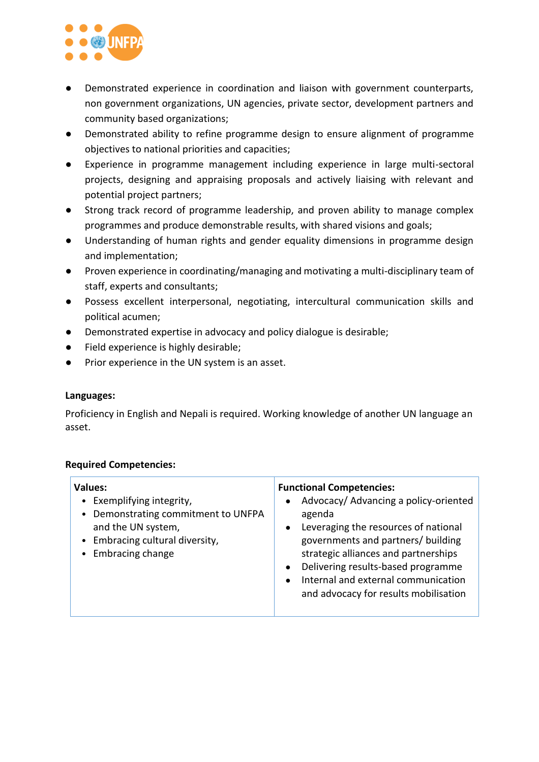- Demonstrated experience in coordination and liaison with government counterparts, non government organizations, UN agencies, private sector, development partners and community based organizations;
- Demonstrated ability to refine programme design to ensure alignment of programme objectives to national priorities and capacities;
- Experience in programme management including experience in large multi-sectoral projects, designing and appraising proposals and actively liaising with relevant and potential project partners;
- Strong track record of programme leadership, and proven ability to manage complex programmes and produce demonstrable results, with shared visions and goals;
- Understanding of human rights and gender equality dimensions in programme design and implementation;
- Proven experience in coordinating/managing and motivating a multi-disciplinary team of staff, experts and consultants;
- Possess excellent interpersonal, negotiating, intercultural communication skills and political acumen;
- Demonstrated expertise in advocacy and policy dialogue is desirable;
- Field experience is highly desirable;
- Prior experience in the UN system is an asset.

**Languages:**

Proficiency in English and Nepali is required. Working knowledge of another UN language an asset.

**Required Competencies:**

| **Values:** | **Functional Competencies:** |
|---|---|
| • Exemplifying integrity,<br>• Demonstrating commitment to UNFPA and the UN system,<br>• Embracing cultural diversity,<br>• Embracing change | • Advocacy/ Advancing a policy-oriented agenda<br>• Leveraging the resources of national governments and partners/ building strategic alliances and partnerships<br>• Delivering results-based programme<br>• Internal and external communication and advocacy for results mobilisation |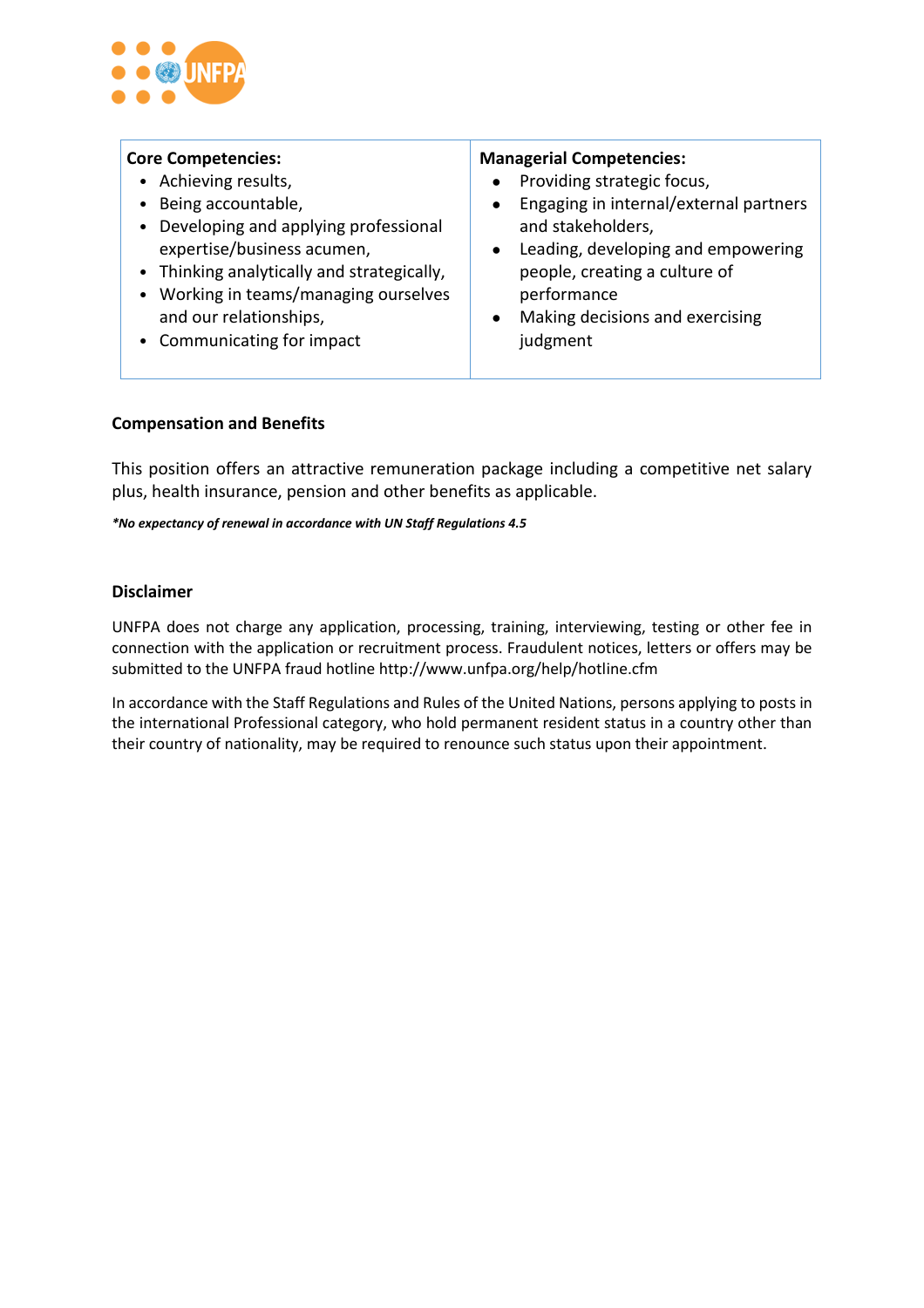| Core Competencies: | Managerial Competencies: |
| --- | --- |
| • Achieving results,<br>• Being accountable,<br>• Developing and applying professional expertise/business acumen,<br>• Thinking analytically and strategically,<br>• Working in teams/managing ourselves and our relationships,<br>• Communicating for impact | • Providing strategic focus,<br>• Engaging in internal/external partners and stakeholders,<br>• Leading, developing and empowering people, creating a culture of performance<br>• Making decisions and exercising judgment |

**Compensation and Benefits**

This position offers an attractive remuneration package including a competitive net salary plus, health insurance, pension and other benefits as applicable.

***No expectancy of renewal in accordance with UN Staff Regulations 4.5***

**Disclaimer**

UNFPA does not charge any application, processing, training, interviewing, testing or other fee in connection with the application or recruitment process. Fraudulent notices, letters or offers may be submitted to the UNFPA fraud hotline http://www.unfpa.org/help/hotline.cfm

In accordance with the Staff Regulations and Rules of the United Nations, persons applying to posts in the international Professional category, who hold permanent resident status in a country other than their country of nationality, may be required to renounce such status upon their appointment.